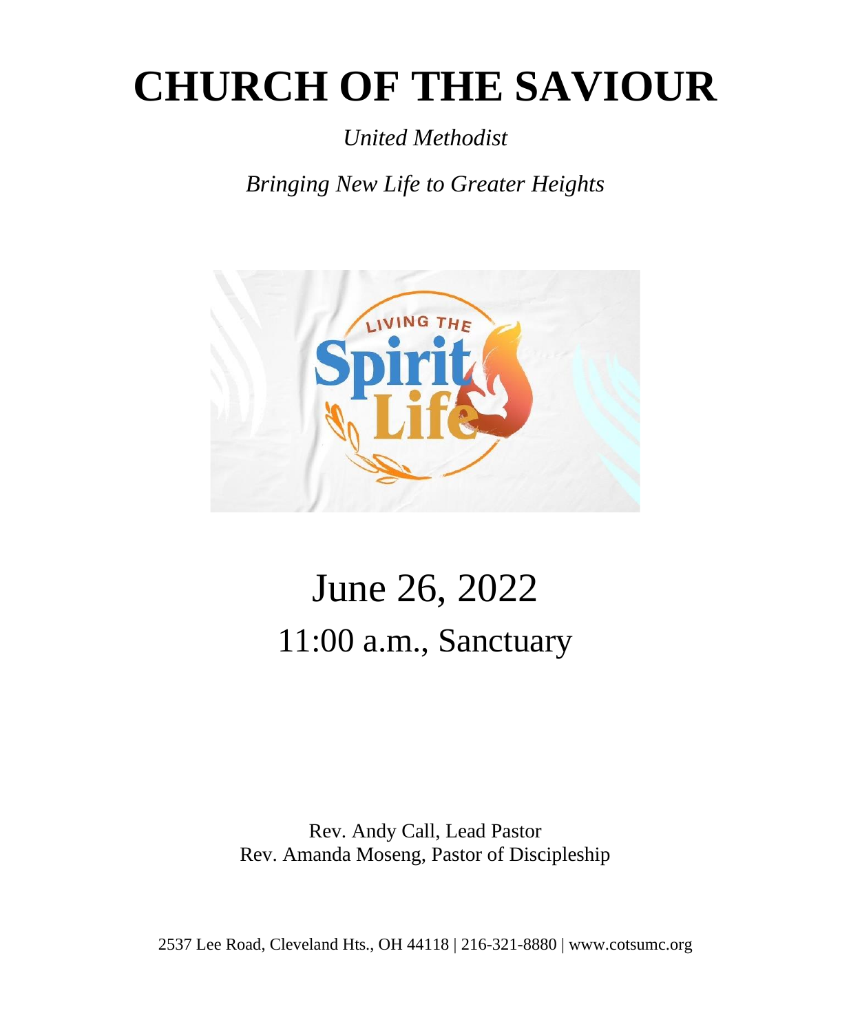# CHURCH OF THE SAVIOUR

*United Methodist*

*Bringing New Life to Greater Heights*

## June 26, 2022

## 11:00 a.m., Sanctuary

Rev. Andy Call, Lead Pastor
Rev. Amanda Moseng, Pastor of Discipleship

2537 Lee Road, Cleveland Hts., OH 44118 | 216-321-8880 | www.cotsumc.org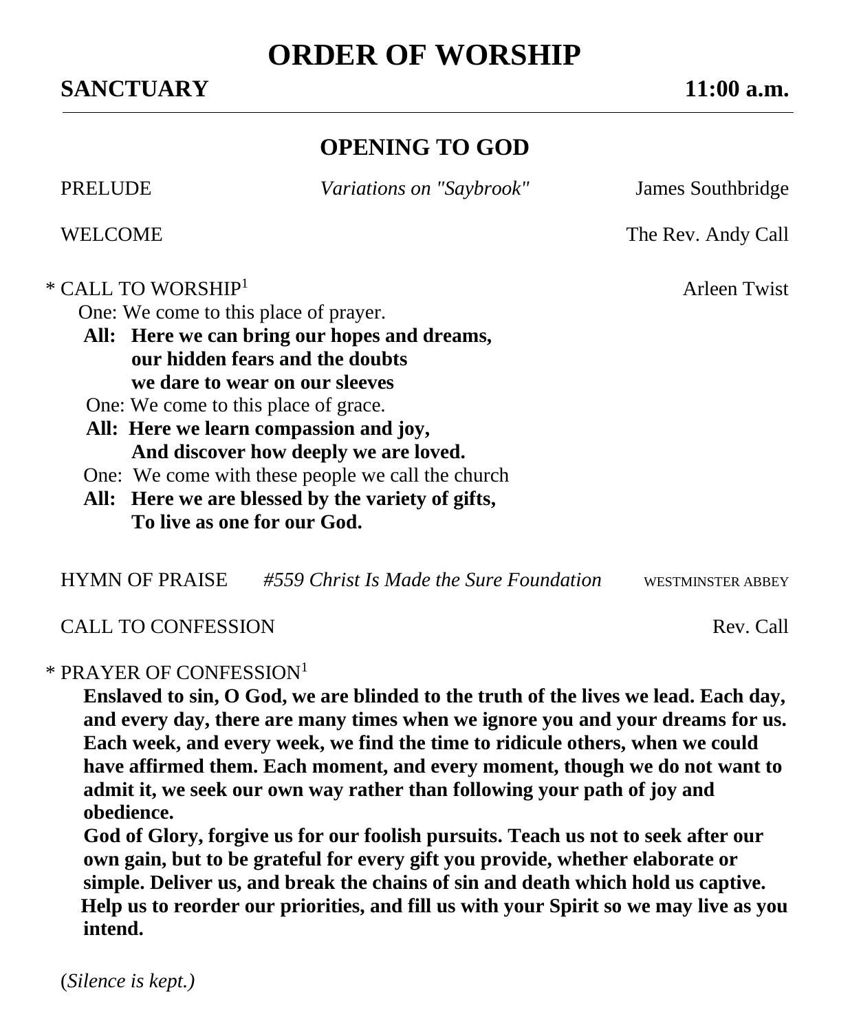# ORDER OF WORSHIP

**SANCTUARY** **11:00 a.m.**

---

## OPENING TO GOD

PRELUDE *Variations on "Saybrook"* James Southbridge

WELCOME The Rev. Andy Call

\* CALL TO WORSHIP[1] Arleen Twist

One: We come to this place of prayer.
**All: Here we can bring our hopes and dreams,**
**our hidden fears and the doubts**
**we dare to wear on our sleeves**
One: We come to this place of grace.
**All: Here we learn compassion and joy,**
**And discover how deeply we are loved.**
One: We come with these people we call the church
**All: Here we are blessed by the variety of gifts,**
**To live as one for our God.**

HYMN OF PRAISE *#559 Christ Is Made the Sure Foundation* WESTMINSTER ABBEY

CALL TO CONFESSION Rev. Call

\* PRAYER OF CONFESSION[1]

**Enslaved to sin, O God, we are blinded to the truth of the lives we lead. Each day, and every day, there are many times when we ignore you and your dreams for us. Each week, and every week, we find the time to ridicule others, when we could have affirmed them. Each moment, and every moment, though we do not want to admit it, we seek our own way rather than following your path of joy and obedience.**

**God of Glory, forgive us for our foolish pursuits. Teach us not to seek after our own gain, but to be grateful for every gift you provide, whether elaborate or simple. Deliver us, and break the chains of sin and death which hold us captive. Help us to reorder our priorities, and fill us with your Spirit so we may live as you intend.**

(*Silence is kept.)*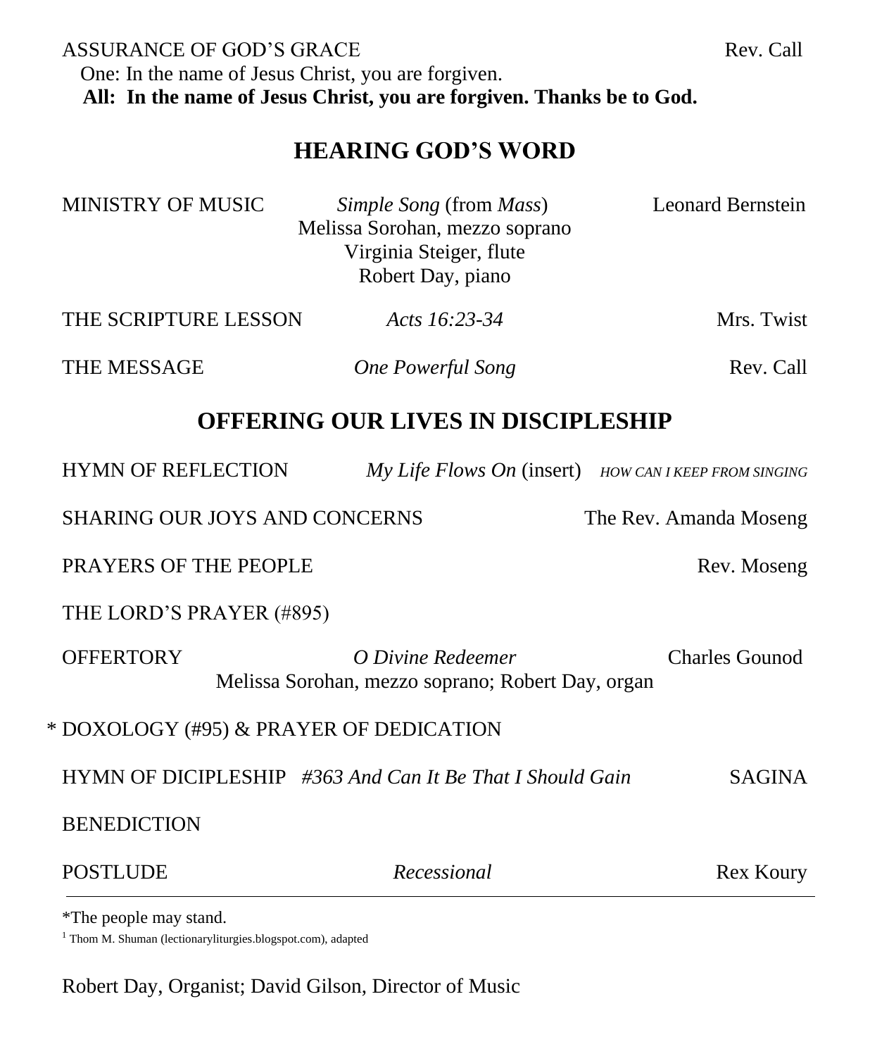ASSURANCE OF GOD'S GRACE — Rev. Call

One: In the name of Jesus Christ, you are forgiven.

**All: In the name of Jesus Christ, you are forgiven. Thanks be to God.**

## HEARING GOD'S WORD

MINISTRY OF MUSIC — *Simple Song* (from *Mass*) — Leonard Bernstein
Melissa Sorohan, mezzo soprano
Virginia Steiger, flute
Robert Day, piano

THE SCRIPTURE LESSON — *Acts 16:23-34* — Mrs. Twist

THE MESSAGE — *One Powerful Song* — Rev. Call

## OFFERING OUR LIVES IN DISCIPLESHIP

HYMN OF REFLECTION — *My Life Flows On* (insert) — *HOW CAN I KEEP FROM SINGING*

SHARING OUR JOYS AND CONCERNS — The Rev. Amanda Moseng

PRAYERS OF THE PEOPLE — Rev. Moseng

THE LORD'S PRAYER (#895)

OFFERTORY — *O Divine Redeemer* — Charles Gounod
Melissa Sorohan, mezzo soprano; Robert Day, organ

\* DOXOLOGY (#95) & PRAYER OF DEDICATION

HYMN OF DICIPLESHIP — *#363 And Can It Be That I Should Gain* — SAGINA

BENEDICTION

POSTLUDE — *Recessional* — Rex Koury

---

*The people may stand.

[1] Thom M. Shuman (lectionaryliturgies.blogspot.com), adapted

Robert Day, Organist; David Gilson, Director of Music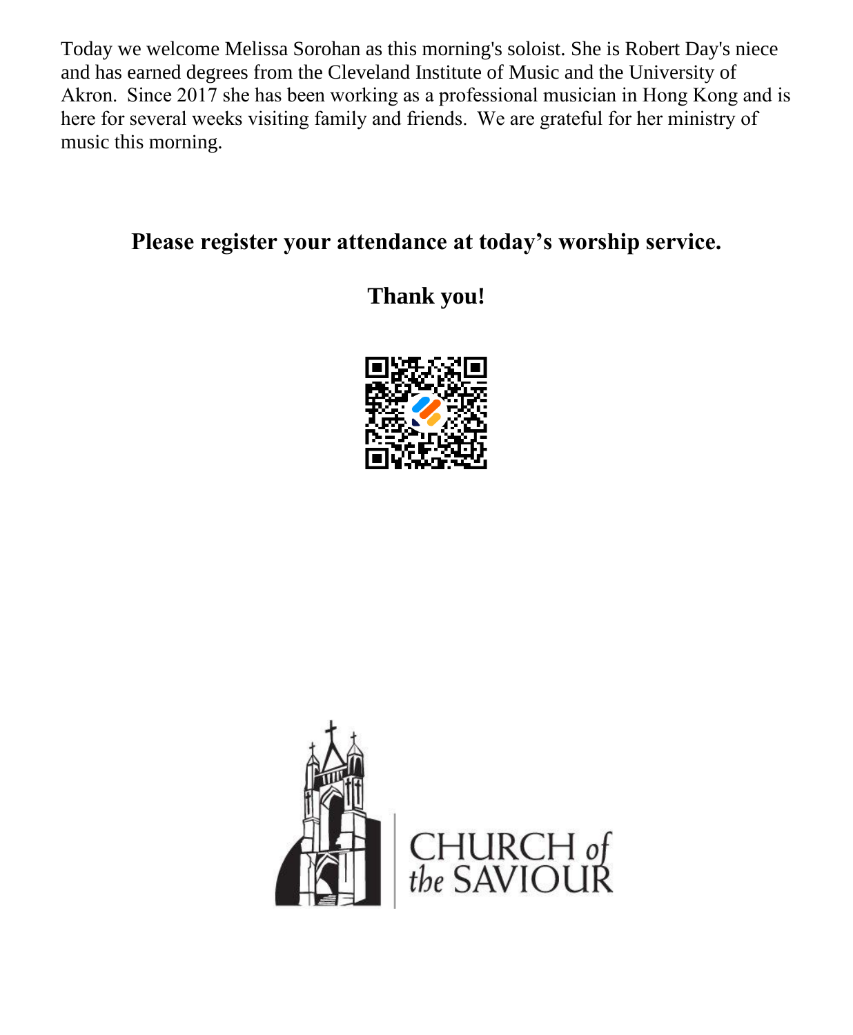Today we welcome Melissa Sorohan as this morning's soloist. She is Robert Day's niece and has earned degrees from the Cleveland Institute of Music and the University of Akron. Since 2017 she has been working as a professional musician in Hong Kong and is here for several weeks visiting family and friends. We are grateful for her ministry of music this morning.

**Please register your attendance at today's worship service.**

**Thank you!**

CHURCH *of the* SAVIOUR